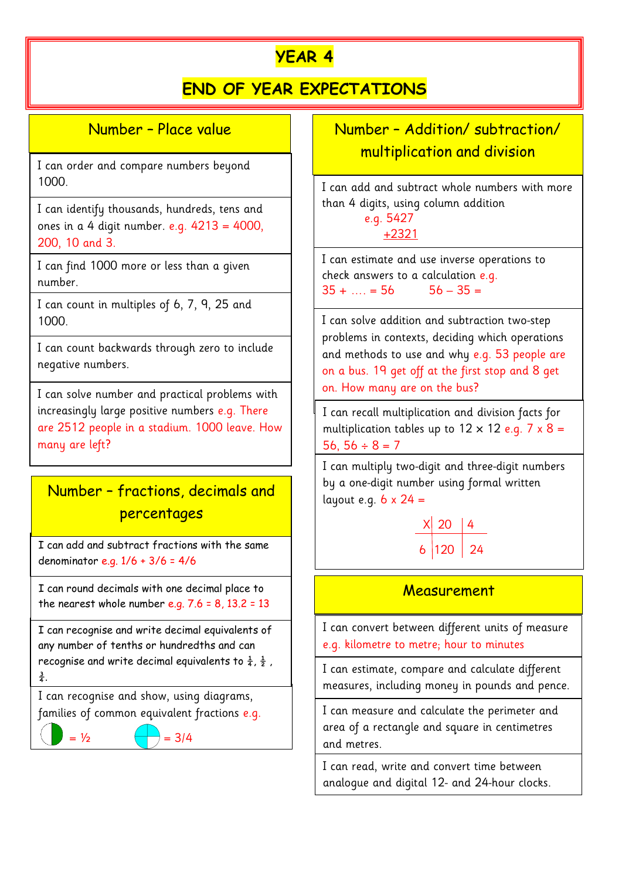# YEAR 4

# END OF YEAR EXPECTATIONS

## Number – Place value

- I can order and compare numbers beyond 1000.
- I can identify thousands, hundreds, tens and ones in a 4 digit number. e.g. 4213 = 4000, 200, 10 and 3.
- I can find 1000 more or less than a given number.
- I can count in multiples of 6, 7, 9, 25 and 1000.
- I can count backwards through zero to include negative numbers.
- I can solve number and practical problems with increasingly large positive numbers e.g. There are 2512 people in a stadium. 1000 leave. How many are left?

## Number – fractions, decimals and percentages

- I can add and subtract fractions with the same denominator e.g. 1/6 + 3/6 = 4/6
- I can round decimals with one decimal place to the nearest whole number e.g. 7.6 = 8, 13.2 = 13
- I can recognise and write decimal equivalents of any number of tenths or hundredths and can recognise and write decimal equivalents to $\frac{1}{4}$, $\frac{1}{2}$, $\frac{3}{4}$.
- I can recognise and show, using diagrams, families of common equivalent fractions e.g. = ½    = 3/4

## Number – Addition/ subtraction/ multiplication and division

- I can add and subtract whole numbers with more than 4 digits, using column addition

  e.g.
  ```
   5427
  +2321
  ```
- I can estimate and use inverse operations to check answers to a calculation e.g. 35 + .... = 56    56 – 35 =
- I can solve addition and subtraction two-step problems in contexts, deciding which operations and methods to use and why e.g. 53 people are on a bus. 19 get off at the first stop and 8 get on. How many are on the bus?
- I can recall multiplication and division facts for multiplication tables up to 12 × 12 e.g. 7 x 8 = 56, 56 ÷ 8 = 7
- I can multiply two-digit and three-digit numbers by a one-digit number using formal written layout e.g. 6 x 24 =

| X | 20 | 4 |
|---|---|---|
| 6 | 120 | 24 |

## Measurement

- I can convert between different units of measure e.g. kilometre to metre; hour to minutes
- I can estimate, compare and calculate different measures, including money in pounds and pence.
- I can measure and calculate the perimeter and area of a rectangle and square in centimetres and metres.
- I can read, write and convert time between analogue and digital 12- and 24-hour clocks.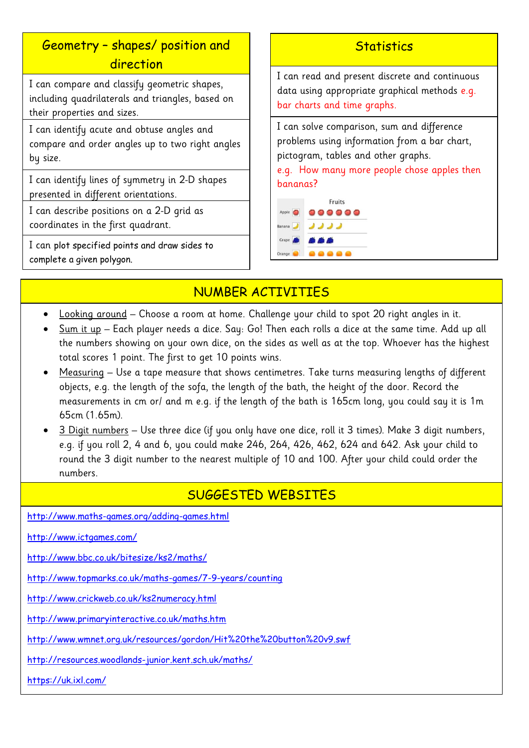## Geometry – shapes/ position and direction

I can compare and classify geometric shapes, including quadrilaterals and triangles, based on their properties and sizes.

I can identify acute and obtuse angles and compare and order angles up to two right angles by size.

I can identify lines of symmetry in 2-D shapes presented in different orientations.

I can describe positions on a 2-D grid as coordinates in the first quadrant.

I can plot specified points and draw sides to complete a given polygon.

## Statistics

I can read and present discrete and continuous data using appropriate graphical methods e.g. bar charts and time graphs.

I can solve comparison, sum and difference problems using information from a bar chart, pictogram, tables and other graphs.
e.g. How many more people chose apples then bananas?

Fruits

Apple

Banana

Grape

Orange

## NUMBER ACTIVITIES

- Looking around – Choose a room at home. Challenge your child to spot 20 right angles in it.
- Sum it up – Each player needs a dice. Say: Go! Then each rolls a dice at the same time. Add up all the numbers showing on your own dice, on the sides as well as at the top. Whoever has the highest total scores 1 point. The first to get 10 points wins.
- Measuring – Use a tape measure that shows centimetres. Take turns measuring lengths of different objects, e.g. the length of the sofa, the length of the bath, the height of the door. Record the measurements in cm or/ and m e.g. if the length of the bath is 165cm long, you could say it is 1m 65cm (1.65m).
- 3 Digit numbers – Use three dice (if you only have one dice, roll it 3 times). Make 3 digit numbers, e.g. if you roll 2, 4 and 6, you could make 246, 264, 426, 462, 624 and 642. Ask your child to round the 3 digit number to the nearest multiple of 10 and 100. After your child could order the numbers.

## SUGGESTED WEBSITES

http://www.maths-games.org/adding-games.html

http://www.ictgames.com/

http://www.bbc.co.uk/bitesize/ks2/maths/

http://www.topmarks.co.uk/maths-games/7-9-years/counting

http://www.crickweb.co.uk/ks2numeracy.html

http://www.primaryinteractive.co.uk/maths.htm

http://www.wmnet.org.uk/resources/gordon/Hit%20the%20button%20v9.swf

http://resources.woodlands-junior.kent.sch.uk/maths/

https://uk.ixl.com/